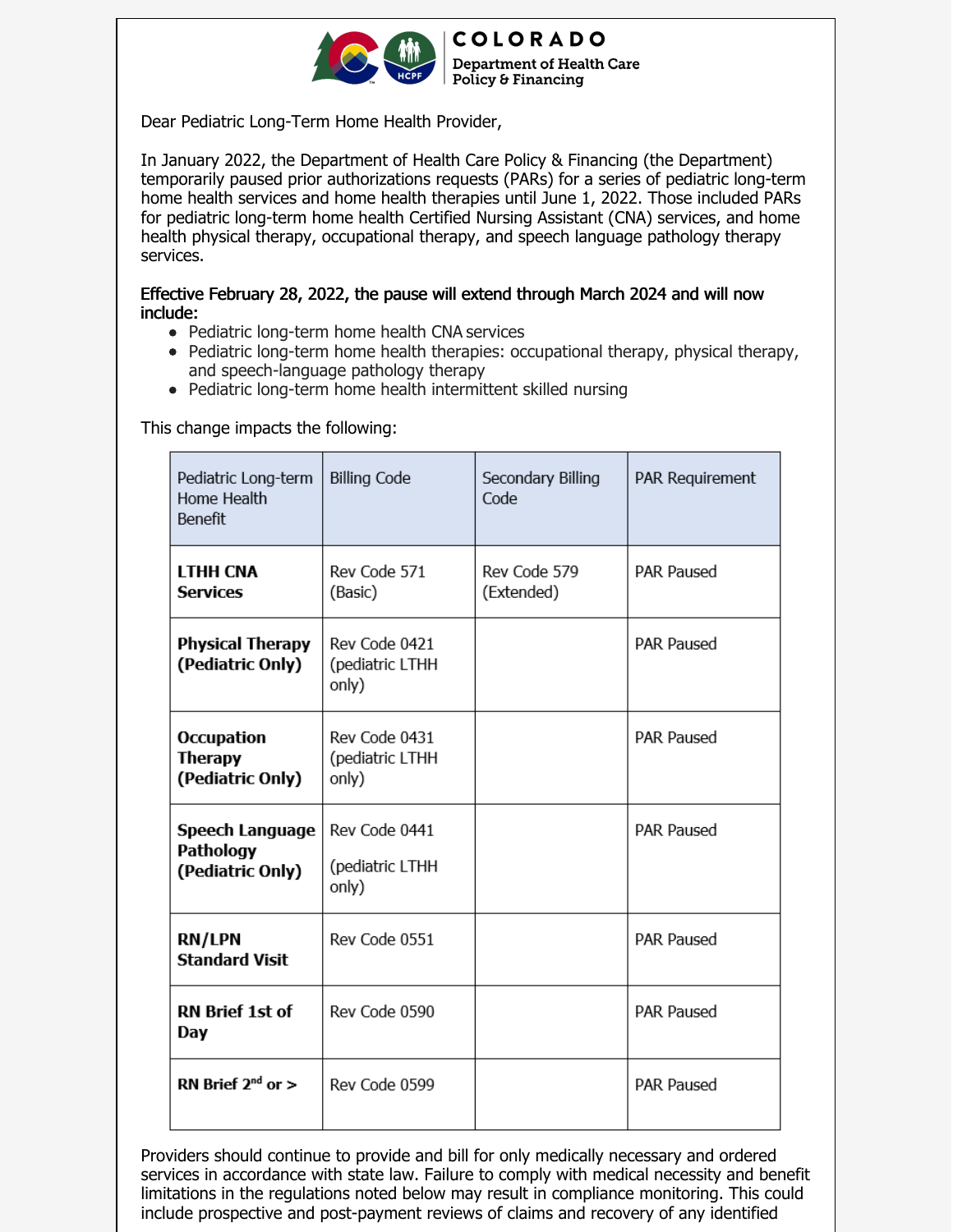COLORADO
Department of Health Care Policy & Financing

Dear Pediatric Long-Term Home Health Provider,

In January 2022, the Department of Health Care Policy & Financing (the Department) temporarily paused prior authorizations requests (PARs) for a series of pediatric long-term home health services and home health therapies until June 1, 2022. Those included PARs for pediatric long-term home health Certified Nursing Assistant (CNA) services, and home health physical therapy, occupational therapy, and speech language pathology therapy services.

**Effective February 28, 2022, the pause will extend through March 2024 and will now include:**

- Pediatric long-term home health CNA services
- Pediatric long-term home health therapies: occupational therapy, physical therapy, and speech-language pathology therapy
- Pediatric long-term home health intermittent skilled nursing

This change impacts the following:

| Pediatric Long-term Home Health Benefit | Billing Code | Secondary Billing Code | PAR Requirement |
|---|---|---|---|
| **LTHH CNA Services** | Rev Code 571 (Basic) | Rev Code 579 (Extended) | PAR Paused |
| **Physical Therapy (Pediatric Only)** | Rev Code 0421 (pediatric LTHH only) | | PAR Paused |
| **Occupation Therapy (Pediatric Only)** | Rev Code 0431 (pediatric LTHH only) | | PAR Paused |
| **Speech Language Pathology (Pediatric Only)** | Rev Code 0441 (pediatric LTHH only) | | PAR Paused |
| **RN/LPN Standard Visit** | Rev Code 0551 | | PAR Paused |
| **RN Brief 1st of Day** | Rev Code 0590 | | PAR Paused |
| **RN Brief 2nd or >** | Rev Code 0599 | | PAR Paused |

Providers should continue to provide and bill for only medically necessary and ordered services in accordance with state law. Failure to comply with medical necessity and benefit limitations in the regulations noted below may result in compliance monitoring. This could include prospective and post-payment reviews of claims and recovery of any identified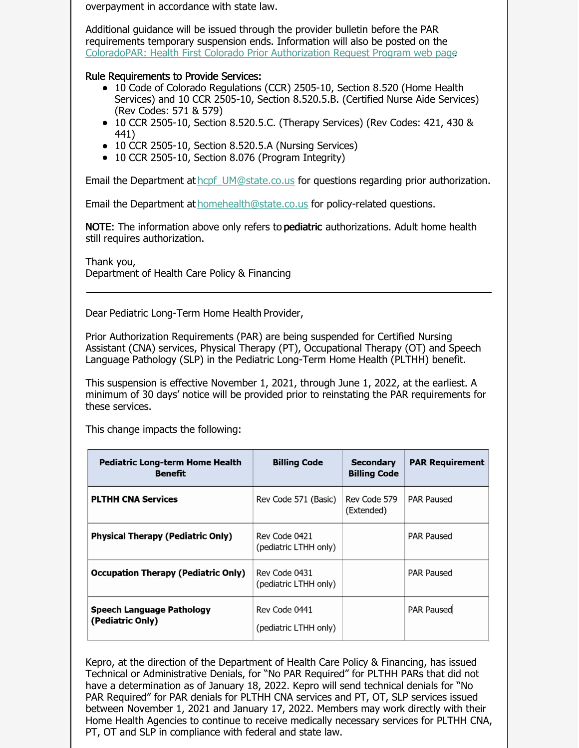overpayment in accordance with state law.

Additional guidance will be issued through the provider bulletin before the PAR requirements temporary suspension ends. Information will also be posted on the [ColoradoPAR: Health First Colorado Prior Authorization Request Program web page](ColoradoPAR: Health First Colorado Prior Authorization Request Program web page).

**Rule Requirements to Provide Services:**

- 10 Code of Colorado Regulations (CCR) 2505-10, Section 8.520 (Home Health Services) and 10 CCR 2505-10, Section 8.520.5.B. (Certified Nurse Aide Services) (Rev Codes: 571 & 579)
- 10 CCR 2505-10, Section 8.520.5.C. (Therapy Services) (Rev Codes: 421, 430 & 441)
- 10 CCR 2505-10, Section 8.520.5.A (Nursing Services)
- 10 CCR 2505-10, Section 8.076 (Program Integrity)

Email the Department at hcpf_UM@state.co.us for questions regarding prior authorization.

Email the Department at homehealth@state.co.us for policy-related questions.

**NOTE:** The information above only refers to **pediatric** authorizations. Adult home health still requires authorization.

Thank you,
Department of Health Care Policy & Financing

---

Dear Pediatric Long-Term Home Health Provider,

Prior Authorization Requirements (PAR) are being suspended for Certified Nursing Assistant (CNA) services, Physical Therapy (PT), Occupational Therapy (OT) and Speech Language Pathology (SLP) in the Pediatric Long-Term Home Health (PLTHH) benefit.

This suspension is effective November 1, 2021, through June 1, 2022, at the earliest. A minimum of 30 days' notice will be provided prior to reinstating the PAR requirements for these services.

This change impacts the following:

| Pediatric Long-term Home Health Benefit | Billing Code | Secondary Billing Code | PAR Requirement |
|---|---|---|---|
| **PLTHH CNA Services** | Rev Code 571 (Basic) | Rev Code 579 (Extended) | PAR Paused |
| **Physical Therapy (Pediatric Only)** | Rev Code 0421 (pediatric LTHH only) | | PAR Paused |
| **Occupation Therapy (Pediatric Only)** | Rev Code 0431 (pediatric LTHH only) | | PAR Paused |
| **Speech Language Pathology (Pediatric Only)** | Rev Code 0441 (pediatric LTHH only) | | PAR Paused |

Kepro, at the direction of the Department of Health Care Policy & Financing, has issued Technical or Administrative Denials, for "No PAR Required" for PLTHH PARs that did not have a determination as of January 18, 2022. Kepro will send technical denials for "No PAR Required" for PAR denials for PLTHH CNA services and PT, OT, SLP services issued between November 1, 2021 and January 17, 2022. Members may work directly with their Home Health Agencies to continue to receive medically necessary services for PLTHH CNA, PT, OT and SLP in compliance with federal and state law.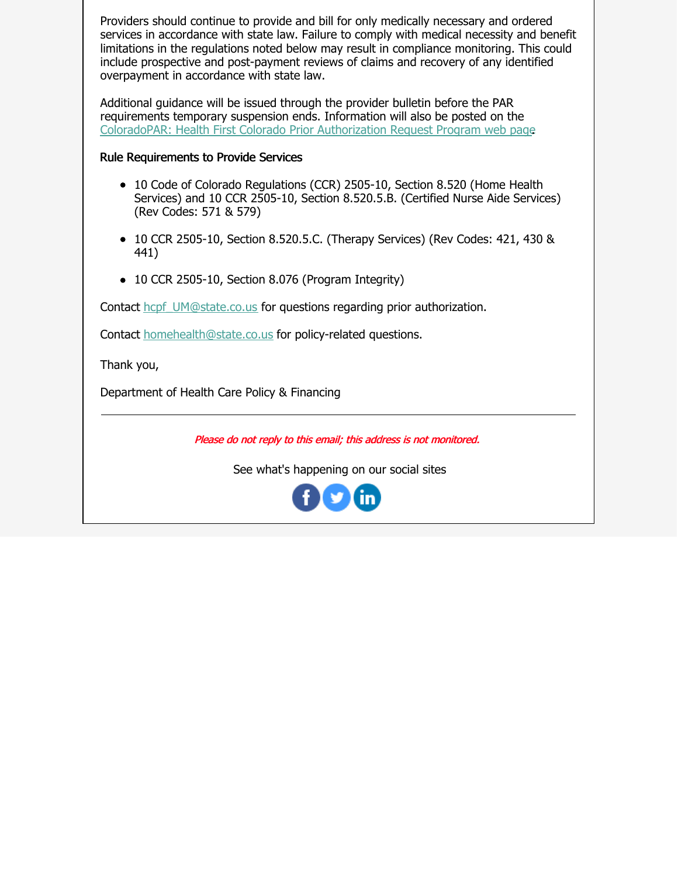Providers should continue to provide and bill for only medically necessary and ordered services in accordance with state law. Failure to comply with medical necessity and benefit limitations in the regulations noted below may result in compliance monitoring. This could include prospective and post-payment reviews of claims and recovery of any identified overpayment in accordance with state law.

Additional guidance will be issued through the provider bulletin before the PAR requirements temporary suspension ends. Information will also be posted on the ColoradoPAR: Health First Colorado Prior Authorization Request Program web page.

**Rule Requirements to Provide Services**

- 10 Code of Colorado Regulations (CCR) 2505-10, Section 8.520 (Home Health Services) and 10 CCR 2505-10, Section 8.520.5.B. (Certified Nurse Aide Services) (Rev Codes: 571 & 579)
- 10 CCR 2505-10, Section 8.520.5.C. (Therapy Services) (Rev Codes: 421, 430 & 441)
- 10 CCR 2505-10, Section 8.076 (Program Integrity)

Contact hcpf_UM@state.co.us for questions regarding prior authorization.

Contact homehealth@state.co.us for policy-related questions.

Thank you,

Department of Health Care Policy & Financing

---

*Please do not reply to this email; this address is not monitored.*

See what's happening on our social sites